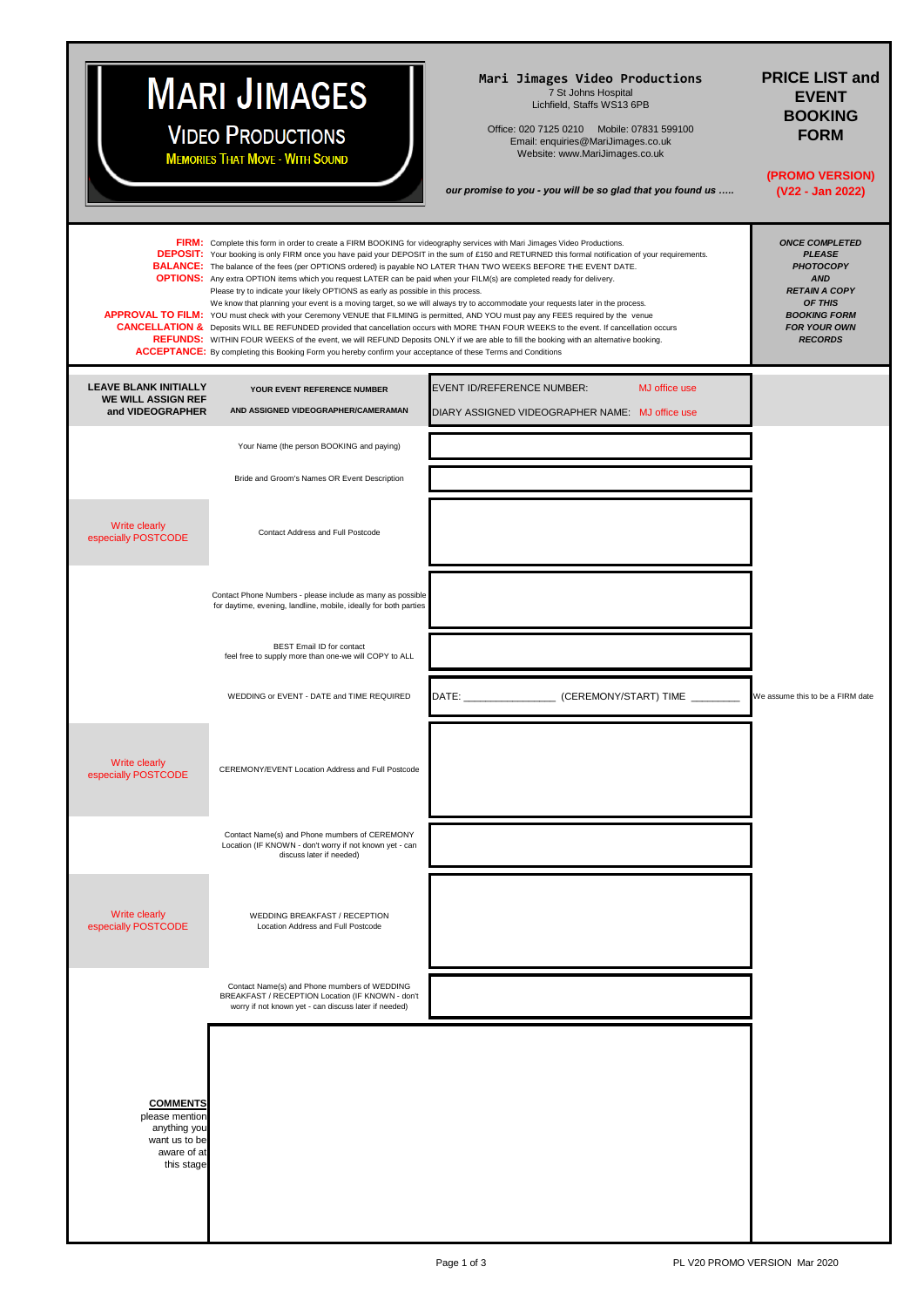# MARI JIMAGES

## VIDEO PRODUCTIONS

MEMORIES THAT MOVE - WITH SOUND

**Mari Jimages Video Productions**
7 St Johns Hospital
Lichfield, Staffs WS13 6PB

Office: 020 7125 0210    Mobile: 07831 599100
Email: enquiries@MariJimages.co.uk
Website: www.MariJimages.co.uk

*our promise to you - you will be so glad that you found us .....*

**PRICE LIST and EVENT BOOKING FORM**

**(PROMO VERSION)**
**(V22 - Jan 2022)**

**FIRM:** Complete this form in order to create a FIRM BOOKING for videography services with Mari Jimages Video Productions.
**DEPOSIT:** Your booking is only FIRM once you have paid your DEPOSIT in the sum of £150 and RETURNED this formal notification of your requirements.
**BALANCE:** The balance of the fees (per OPTIONS ordered) is payable NO LATER THAN TWO WEEKS BEFORE THE EVENT DATE.
**OPTIONS:** Any extra OPTION items which you request LATER can be paid when your FILM(s) are completed ready for delivery.
Please try to indicate your likely OPTIONS as early as possible in this process.
We know that planning your event is a moving target, so we will always try to accommodate your requests later in the process.
**APPROVAL TO FILM:** YOU must check with your Ceremony VENUE that FILMING is permitted, AND YOU must pay any FEES required by the venue
**CANCELLATION &** Deposits WILL BE REFUNDED provided that cancellation occurs with MORE THAN FOUR WEEKS to the event. If cancellation occurs
**REFUNDS:** WITHIN FOUR WEEKS of the event, we will REFUND Deposits ONLY if we are able to fill the booking with an alternative booking.
**ACCEPTANCE:** By completing this Booking Form you hereby confirm your acceptance of these Terms and Conditions

***ONCE COMPLETED PLEASE PHOTOCOPY AND RETAIN A COPY OF THIS BOOKING FORM FOR YOUR OWN RECORDS***

| | | | |
|---|---|---|---|
| **LEAVE BLANK INITIALLY WE WILL ASSIGN REF and VIDEOGRAPHER** | **YOUR EVENT REFERENCE NUMBER AND ASSIGNED VIDEOGRAPHER/CAMERAMAN** | EVENT ID/REFERENCE NUMBER: MJ office use<br>DIARY ASSIGNED VIDEOGRAPHER NAME: MJ office use | |
| | Your Name (the person BOOKING and paying) | | |
| | Bride and Groom's Names OR Event Description | | |
| Write clearly especially POSTCODE | Contact Address and Full Postcode | | |
| | Contact Phone Numbers - please include as many as possible for daytime, evening, landline, mobile, ideally for both parties | | |
| | BEST Email ID for contact feel free to supply more than one-we will COPY to ALL | | |
| | WEDDING or EVENT - DATE and TIME REQUIRED | DATE: _______________ (CEREMONY/START) TIME ________ | We assume this to be a FIRM date |
| Write clearly especially POSTCODE | CEREMONY/EVENT Location Address and Full Postcode | | |
| | Contact Name(s) and Phone numbers of CEREMONY Location (IF KNOWN - don't worry if not known yet - can discuss later if needed) | | |
| Write clearly especially POSTCODE | WEDDING BREAKFAST / RECEPTION Location Address and Full Postcode | | |
| | Contact Name(s) and Phone numbers of WEDDING BREAKFAST / RECEPTION Location (IF KNOWN - don't worry if not known yet - can discuss later if needed) | | |
| **COMMENTS** please mention anything you want us to be aware of at this stage | | | |

PL V20 PROMO VERSION Mar 2020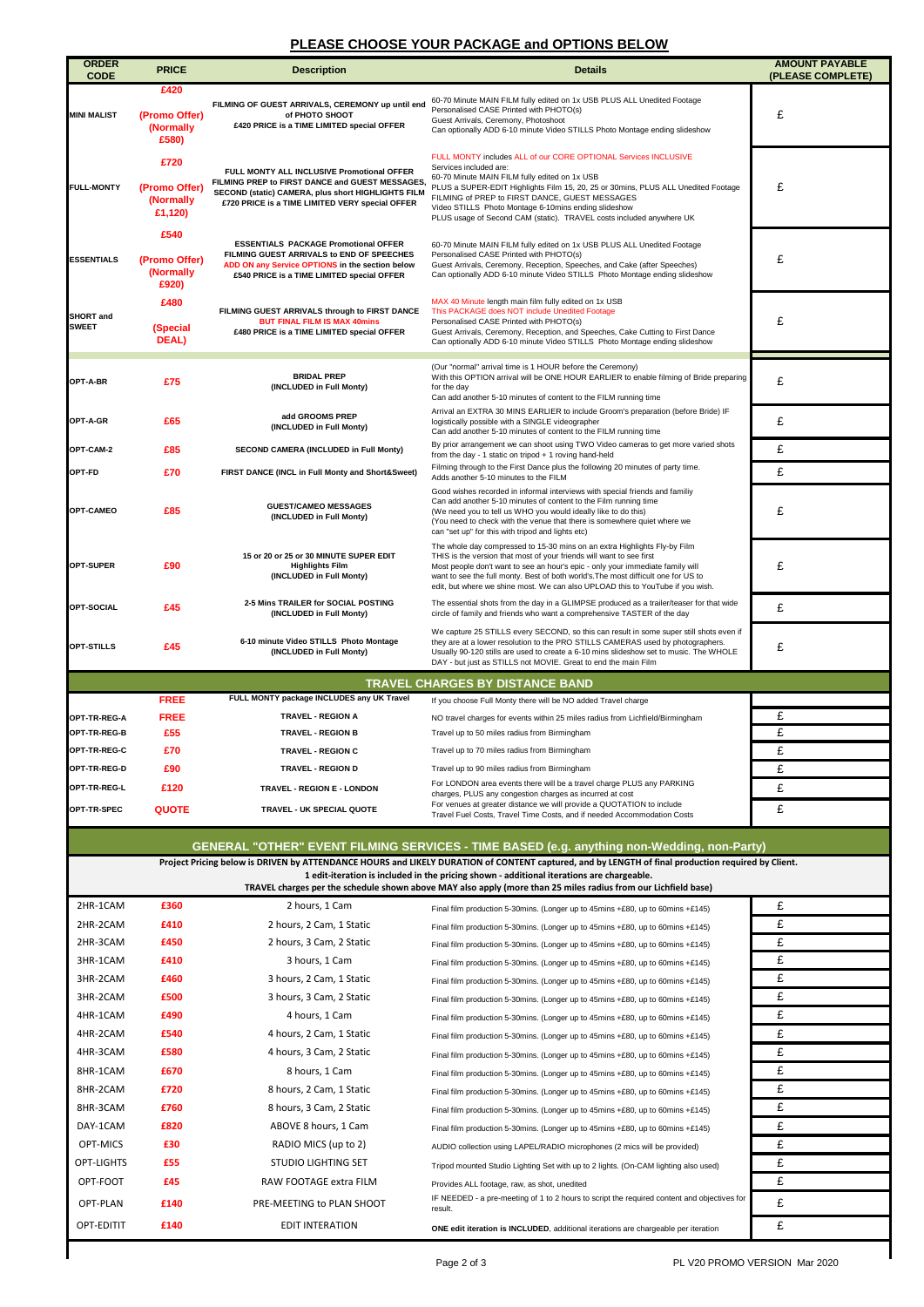## PLEASE CHOOSE YOUR PACKAGE and OPTIONS BELOW

| ORDER CODE | PRICE | Description | Details | AMOUNT PAYABLE (PLEASE COMPLETE) |
|---|---|---|---|---|
| MINI MALIST | £420 (Promo Offer) (Normally £580) | FILMING OF GUEST ARRIVALS, CEREMONY up until end of PHOTO SHOOT £420 PRICE is a TIME LIMITED special OFFER | 60-70 Minute MAIN FILM fully edited on 1x USB PLUS ALL Unedited Footage Personalised CASE Printed with PHOTO(s) Guest Arrivals, Ceremony, Photoshoot Can optionally ADD 6-10 minute Video STILLS Photo Montage ending slideshow | £ |
| FULL-MONTY | £720 (Promo Offer) (Normally £1,120) | FULL MONTY ALL INCLUSIVE Promotional OFFER FILMING PREP to FIRST DANCE and GUEST MESSAGES, SECOND (static) CAMERA, plus short HIGHLIGHTS FILM £720 PRICE is a TIME LIMITED VERY special OFFER | FULL MONTY includes ALL of our CORE OPTIONAL Services INCLUSIVE Services included are: 60-70 Minute MAIN FILM fully edited on 1x USB PLUS a SUPER-EDIT Highlights Film 15, 20, 25 or 30mins, PLUS ALL Unedited Footage FILMING of PREP to FIRST DANCE, GUEST MESSAGES Video STILLS Photo Montage 6-10mins ending slideshow PLUS usage of Second CAM (static). TRAVEL costs included anywhere UK | £ |
| ESSENTIALS | £540 (Promo Offer) (Normally £920) | ESSENTIALS PACKAGE Promotional OFFER FILMING GUEST ARRIVALS to END OF SPEECHES ADD ON any Service OPTIONS in the section below £540 PRICE is a TIME LIMITED special OFFER | 60-70 Minute MAIN FILM fully edited on 1x USB PLUS ALL Unedited Footage Personalised CASE Printed with PHOTO(s) Guest Arrivals, Ceremony, Reception, Speeches, and Cake (after Speeches) Can optionally ADD 6-10 minute Video STILLS Photo Montage ending slideshow | £ |
| SHORT and SWEET | £480 (Special DEAL) | FILMING GUEST ARRIVALS through to FIRST DANCE BUT FINAL FILM IS MAX 40mins £480 PRICE is a TIME LIMITED special OFFER | MAX 40 Minute length main film fully edited on 1x USB This PACKAGE does NOT include Unedited Footage Personalised CASE Printed with PHOTO(s) Guest Arrivals, Ceremony, Reception, and Speeches, Cake Cutting to First Dance Can optionally ADD 6-10 minute Video STILLS Photo Montage ending slideshow | £ |
| OPT-A-BR | £75 | BRIDAL PREP (INCLUDED in Full Monty) | (Our "normal" arrival time is 1 HOUR before the Ceremony) With this OPTION arrival will be ONE HOUR EARLIER to enable filming of Bride preparing for the day Can add another 5-10 minutes of content to the FILM running time | £ |
| OPT-A-GR | £65 | add GROOMS PREP (INCLUDED in Full Monty) | Arrival an EXTRA 30 MINS EARLIER to include Groom's preparation (before Bride) IF logistically possible with a SINGLE videographer Can add another 5-10 minutes of content to the FILM running time | £ |
| OPT-CAM-2 | £85 | SECOND CAMERA (INCLUDED in Full Monty) | By prior arrangement we can shoot using TWO Video cameras to get more varied shots from the day - 1 static on tripod + 1 roving hand-held | £ |
| OPT-FD | £70 | FIRST DANCE (INCL in Full Monty and Short&Sweet) | Filming through to the First Dance plus the following 20 minutes of party time. Adds another 5-10 minutes to the FILM | £ |
| OPT-CAMEO | £85 | GUEST/CAMEO MESSAGES (INCLUDED in Full Monty) | Good wishes recorded in informal interviews with special friends and familiy Can add another 5-10 minutes of content to the Film running time (We need you to tell us WHO you would ideally like to do this) (You need to check with the venue that there is somewhere quiet where we can "set up" for this with tripod and lights etc) | £ |
| OPT-SUPER | £90 | 15 or 20 or 25 or 30 MINUTE SUPER EDIT Highlights Film (INCLUDED in Full Monty) | The whole day compressed to 15-30 mins on an extra Highlights Fly-by Film THIS is the version that most of your friends will want to see first Most people don't want to see an hour's epic - only your immediate family will want to see the full monty. Best of both world's.The most difficult one for US to edit, but where we shine most. We can also UPLOAD this to YouTube if you wish. | £ |
| OPT-SOCIAL | £45 | 2-5 Mins TRAILER for SOCIAL POSTING (INCLUDED in Full Monty) | The essential shots from the day in a GLIMPSE produced as a trailer/teaser for that wide circle of family and friends who want a comprehensive TASTER of the day | £ |
| OPT-STILLS | £45 | 6-10 minute Video STILLS Photo Montage (INCLUDED in Full Monty) | We capture 25 STILLS every SECOND, so this can result in some super still shots even if they are at a lower resolution to the PRO STILLS CAMERAS used by photographers. Usually 90-120 stills are used to create a 6-10 mins slideshow set to music. The WHOLE DAY - but just as STILLS not MOVIE. Great to end the main Film | £ |

### TRAVEL CHARGES BY DISTANCE BAND

| ORDER CODE | PRICE | Description | Details | AMOUNT PAYABLE |
|---|---|---|---|---|
| | FREE | FULL MONTY package INCLUDES any UK Travel | If you choose Full Monty there will be NO added Travel charge | |
| OPT-TR-REG-A | FREE | TRAVEL - REGION A | NO travel charges for events within 25 miles radius from Lichfield/Birmingham | £ |
| OPT-TR-REG-B | £55 | TRAVEL - REGION B | Travel up to 50 miles radius from Birmingham | £ |
| OPT-TR-REG-C | £70 | TRAVEL - REGION C | Travel up to 70 miles radius from Birmingham | £ |
| OPT-TR-REG-D | £90 | TRAVEL - REGION D | Travel up to 90 miles radius from Birmingham | £ |
| OPT-TR-REG-L | £120 | TRAVEL - REGION E - LONDON | For LONDON area events there will be a travel charge PLUS any PARKING charges, PLUS any congestion charges as incurred at cost | £ |
| OPT-TR-SPEC | QUOTE | TRAVEL - UK SPECIAL QUOTE | For venues at greater distance we will provide a QUOTATION to include Travel Fuel Costs, Travel Time Costs, and if needed Accommodation Costs | £ |

### GENERAL "OTHER" EVENT FILMING SERVICES - TIME BASED (e.g. anything non-Wedding, non-Party)

**Project Pricing below is DRIVEN by ATTENDANCE HOURS and LIKELY DURATION of CONTENT captured, and by LENGTH of final production required by Client. 1 edit-iteration is included in the pricing shown - additional iterations are chargeable. TRAVEL charges per the schedule shown above MAY also apply (more than 25 miles radius from our Lichfield base)**

| ORDER CODE | PRICE | Description | Details | AMOUNT PAYABLE |
|---|---|---|---|---|
| 2HR-1CAM | £360 | 2 hours, 1 Cam | Final film production 5-30mins. (Longer up to 45mins +£80, up to 60mins +£145) | £ |
| 2HR-2CAM | £410 | 2 hours, 2 Cam, 1 Static | Final film production 5-30mins. (Longer up to 45mins +£80, up to 60mins +£145) | £ |
| 2HR-3CAM | £450 | 2 hours, 3 Cam, 2 Static | Final film production 5-30mins. (Longer up to 45mins +£80, up to 60mins +£145) | £ |
| 3HR-1CAM | £410 | 3 hours, 1 Cam | Final film production 5-30mins. (Longer up to 45mins +£80, up to 60mins +£145) | £ |
| 3HR-2CAM | £460 | 3 hours, 2 Cam, 1 Static | Final film production 5-30mins. (Longer up to 45mins +£80, up to 60mins +£145) | £ |
| 3HR-2CAM | £500 | 3 hours, 3 Cam, 2 Static | Final film production 5-30mins. (Longer up to 45mins +£80, up to 60mins +£145) | £ |
| 4HR-1CAM | £490 | 4 hours, 1 Cam | Final film production 5-30mins. (Longer up to 45mins +£80, up to 60mins +£145) | £ |
| 4HR-2CAM | £540 | 4 hours, 2 Cam, 1 Static | Final film production 5-30mins. (Longer up to 45mins +£80, up to 60mins +£145) | £ |
| 4HR-3CAM | £580 | 4 hours, 3 Cam, 2 Static | Final film production 5-30mins. (Longer up to 45mins +£80, up to 60mins +£145) | £ |
| 8HR-1CAM | £670 | 8 hours, 1 Cam | Final film production 5-30mins. (Longer up to 45mins +£80, up to 60mins +£145) | £ |
| 8HR-2CAM | £720 | 8 hours, 2 Cam, 1 Static | Final film production 5-30mins. (Longer up to 45mins +£80, up to 60mins +£145) | £ |
| 8HR-3CAM | £760 | 8 hours, 3 Cam, 2 Static | Final film production 5-30mins. (Longer up to 45mins +£80, up to 60mins +£145) | £ |
| DAY-1CAM | £820 | ABOVE 8 hours, 1 Cam | Final film production 5-30mins. (Longer up to 45mins +£80, up to 60mins +£145) | £ |
| OPT-MICS | £30 | RADIO MICS (up to 2) | AUDIO collection using LAPEL/RADIO microphones (2 mics will be provided) | £ |
| OPT-LIGHTS | £55 | STUDIO LIGHTING SET | Tripod mounted Studio Lighting Set with up to 2 lights. (On-CAM lighting also used) | £ |
| OPT-FOOT | £45 | RAW FOOTAGE extra FILM | Provides ALL footage, raw, as shot, unedited | £ |
| OPT-PLAN | £140 | PRE-MEETING to PLAN SHOOT | IF NEEDED - a pre-meeting of 1 to 2 hours to script the required content and objectives for result. | £ |
| OPT-EDITIT | £140 | EDIT INTERATION | **ONE edit iteration is INCLUDED**, additional iterations are chargeable per iteration | £ |

PL V20 PROMO VERSION Mar 2020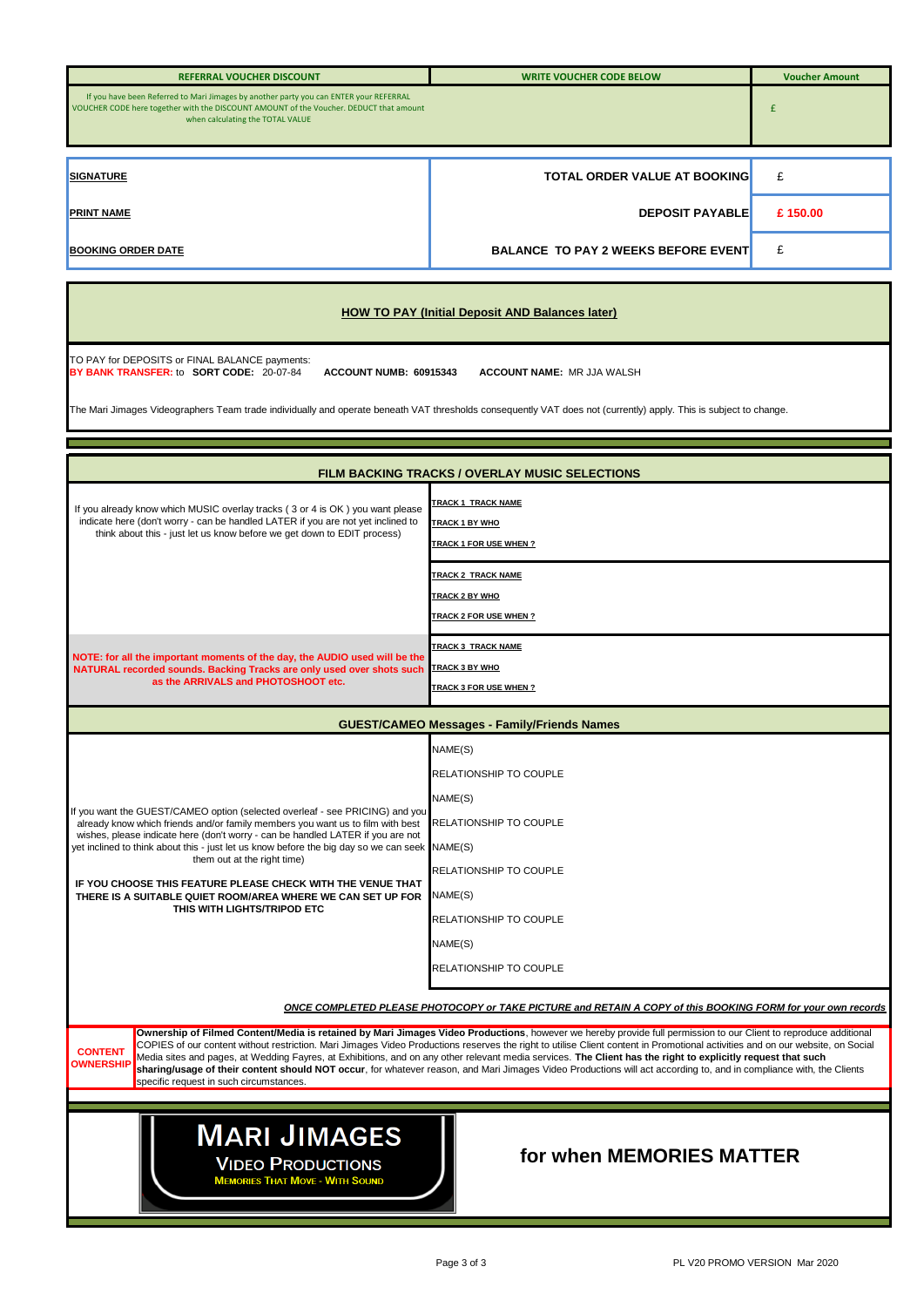| REFERRAL VOUCHER DISCOUNT | WRITE VOUCHER CODE BELOW | Voucher Amount |
|---|---|---|
| If you have been Referred to Mari Jimages by another party you can ENTER your REFERRAL VOUCHER CODE here together with the DISCOUNT AMOUNT of the Voucher. DEDUCT that amount when calculating the TOTAL VALUE | | £ |

| | | |
|---|---|---|
| **SIGNATURE** | **TOTAL ORDER VALUE AT BOOKING** | £ |
| **PRINT NAME** | **DEPOSIT PAYABLE** | **£ 150.00** |
| **BOOKING ORDER DATE** | **BALANCE TO PAY 2 WEEKS BEFORE EVENT** | £ |

## HOW TO PAY (Initial Deposit AND Balances later)

TO PAY for DEPOSITS or FINAL BALANCE payments:
**BY BANK TRANSFER:** to **SORT CODE:** 20-07-84 **ACCOUNT NUMB: 60915343** **ACCOUNT NAME:** MR JJA WALSH

The Mari Jimages Videographers Team trade individually and operate beneath VAT thresholds consequently VAT does not (currently) apply. This is subject to change.

## FILM BACKING TRACKS / OVERLAY MUSIC SELECTIONS

| | |
|---|---|
| If you already know which MUSIC overlay tracks ( 3 or 4 is OK ) you want please indicate here (don't worry - can be handled LATER if you are not yet inclined to think about this - just let us know before we get down to EDIT process) | **TRACK 1 TRACK NAME**<br>**TRACK 1 BY WHO**<br>**TRACK 1 FOR USE WHEN ?** |
| | **TRACK 2 TRACK NAME**<br>**TRACK 2 BY WHO**<br>**TRACK 2 FOR USE WHEN ?** |
| **NOTE: for all the important moments of the day, the AUDIO used will be the NATURAL recorded sounds. Backing Tracks are only used over shots such as the ARRIVALS and PHOTOSHOOT etc.** | **TRACK 3 TRACK NAME**<br>**TRACK 3 BY WHO**<br>**TRACK 3 FOR USE WHEN ?** |

## GUEST/CAMEO Messages - Family/Friends Names

| | |
|---|---|
| If you want the GUEST/CAMEO option (selected overleaf - see PRICING) and you already know which friends and/or family members you want us to film with best wishes, please indicate here (don't worry - can be handled LATER if you are not yet inclined to think about this - just let us know before the big day so we can seek them out at the right time)<br><br>**IF YOU CHOOSE THIS FEATURE PLEASE CHECK WITH THE VENUE THAT THERE IS A SUITABLE QUIET ROOM/AREA WHERE WE CAN SET UP FOR THIS WITH LIGHTS/TRIPOD ETC** | NAME(S)<br>RELATIONSHIP TO COUPLE<br>NAME(S)<br>RELATIONSHIP TO COUPLE<br>NAME(S)<br>RELATIONSHIP TO COUPLE<br>NAME(S)<br>RELATIONSHIP TO COUPLE<br>NAME(S)<br>RELATIONSHIP TO COUPLE |

***ONCE COMPLETED PLEASE PHOTOCOPY or TAKE PICTURE and RETAIN A COPY of this BOOKING FORM for your own records***

| | |
|---|---|
| **CONTENT OWNERSHIP** | **Ownership of Filmed Content/Media is retained by Mari Jimages Video Productions**, however we hereby provide full permission to our Client to reproduce additional COPIES of our content without restriction. Mari Jimages Video Productions reserves the right to utilise Client content in Promotional activities and on our website, on Social Media sites and pages, at Wedding Fayres, at Exhibitions, and on any other relevant media services. **The Client has the right to explicitly request that such sharing/usage of their content should NOT occur**, for whatever reason, and Mari Jimages Video Productions will act according to, and in compliance with, the Clients specific request in such circumstances. |

**MARI JIMAGES**
**VIDEO PRODUCTIONS**
MEMORIES THAT MOVE - WITH SOUND

**for when MEMORIES MATTER**

PL V20 PROMO VERSION Mar 2020